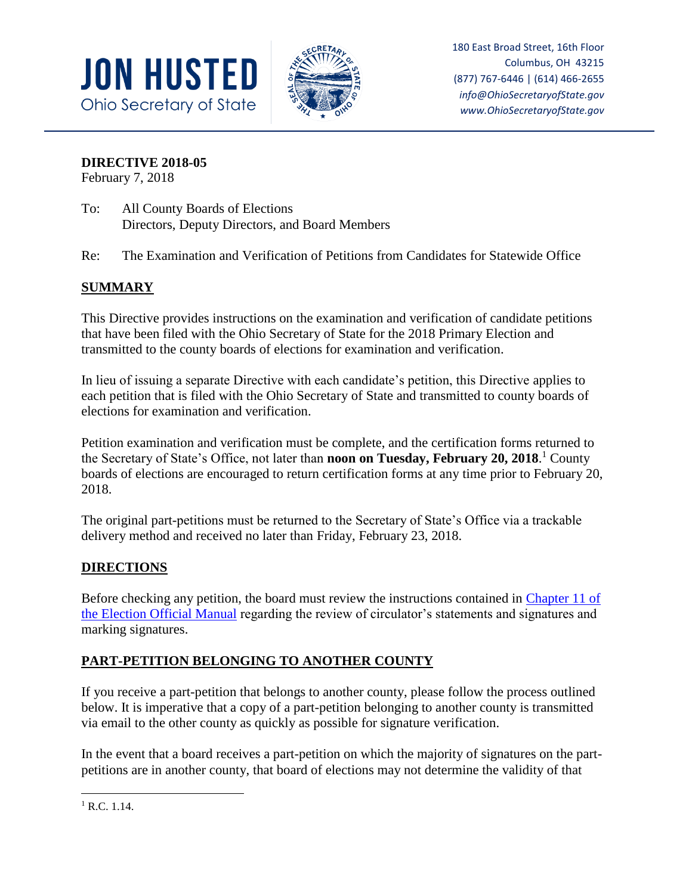**JON HUSTED**
Ohio Secretary of State

180 East Broad Street, 16th Floor
Columbus, OH 43215
(877) 767-6446 | (614) 466-2655
*info@OhioSecretaryofState.gov*
*www.OhioSecretaryofState.gov*

---

**DIRECTIVE 2018-05**
February 7, 2018

To: All County Boards of Elections
Directors, Deputy Directors, and Board Members

Re: The Examination and Verification of Petitions from Candidates for Statewide Office

## SUMMARY

This Directive provides instructions on the examination and verification of candidate petitions that have been filed with the Ohio Secretary of State for the 2018 Primary Election and transmitted to the county boards of elections for examination and verification.

In lieu of issuing a separate Directive with each candidate's petition, this Directive applies to each petition that is filed with the Ohio Secretary of State and transmitted to county boards of elections for examination and verification.

Petition examination and verification must be complete, and the certification forms returned to the Secretary of State's Office, not later than **noon on Tuesday, February 20, 2018**.[1] County boards of elections are encouraged to return certification forms at any time prior to February 20, 2018.

The original part-petitions must be returned to the Secretary of State's Office via a trackable delivery method and received no later than Friday, February 23, 2018.

## DIRECTIONS

Before checking any petition, the board must review the instructions contained in [Chapter 11 of the Election Official Manual] regarding the review of circulator's statements and signatures and marking signatures.

## PART-PETITION BELONGING TO ANOTHER COUNTY

If you receive a part-petition that belongs to another county, please follow the process outlined below. It is imperative that a copy of a part-petition belonging to another county is transmitted via email to the other county as quickly as possible for signature verification.

In the event that a board receives a part-petition on which the majority of signatures on the part-petitions are in another county, that board of elections may not determine the validity of that

---

[1] R.C. 1.14.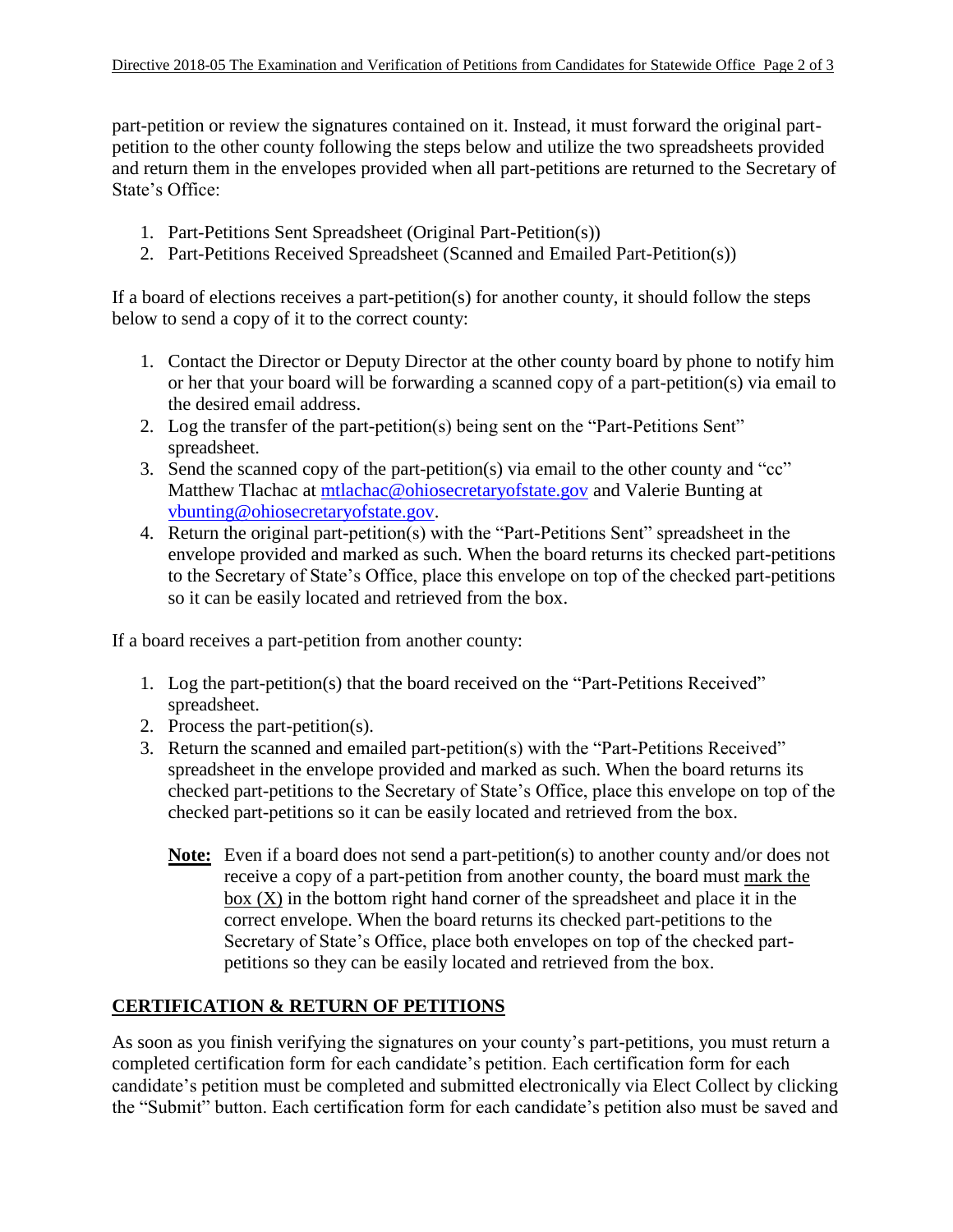part-petition or review the signatures contained on it. Instead, it must forward the original part-petition to the other county following the steps below and utilize the two spreadsheets provided and return them in the envelopes provided when all part-petitions are returned to the Secretary of State's Office:

1. Part-Petitions Sent Spreadsheet (Original Part-Petition(s))
2. Part-Petitions Received Spreadsheet (Scanned and Emailed Part-Petition(s))

If a board of elections receives a part-petition(s) for another county, it should follow the steps below to send a copy of it to the correct county:

1. Contact the Director or Deputy Director at the other county board by phone to notify him or her that your board will be forwarding a scanned copy of a part-petition(s) via email to the desired email address.
2. Log the transfer of the part-petition(s) being sent on the "Part-Petitions Sent" spreadsheet.
3. Send the scanned copy of the part-petition(s) via email to the other county and "cc" Matthew Tlachac at [mtlachac@ohiosecretaryofstate.gov](mailto:mtlachac@ohiosecretaryofstate.gov) and Valerie Bunting at [vbunting@ohiosecretaryofstate.gov](mailto:vbunting@ohiosecretaryofstate.gov).
4. Return the original part-petition(s) with the "Part-Petitions Sent" spreadsheet in the envelope provided and marked as such. When the board returns its checked part-petitions to the Secretary of State's Office, place this envelope on top of the checked part-petitions so it can be easily located and retrieved from the box.

If a board receives a part-petition from another county:

1. Log the part-petition(s) that the board received on the "Part-Petitions Received" spreadsheet.
2. Process the part-petition(s).
3. Return the scanned and emailed part-petition(s) with the "Part-Petitions Received" spreadsheet in the envelope provided and marked as such. When the board returns its checked part-petitions to the Secretary of State's Office, place this envelope on top of the checked part-petitions so it can be easily located and retrieved from the box.

   **Note:** Even if a board does not send a part-petition(s) to another county and/or does not receive a copy of a part-petition from another county, the board must <u>mark the box (X)</u> in the bottom right hand corner of the spreadsheet and place it in the correct envelope. When the board returns its checked part-petitions to the Secretary of State's Office, place both envelopes on top of the checked part-petitions so they can be easily located and retrieved from the box.

## CERTIFICATION & RETURN OF PETITIONS

As soon as you finish verifying the signatures on your county's part-petitions, you must return a completed certification form for each candidate's petition. Each certification form for each candidate's petition must be completed and submitted electronically via Elect Collect by clicking the "Submit" button. Each certification form for each candidate's petition also must be saved and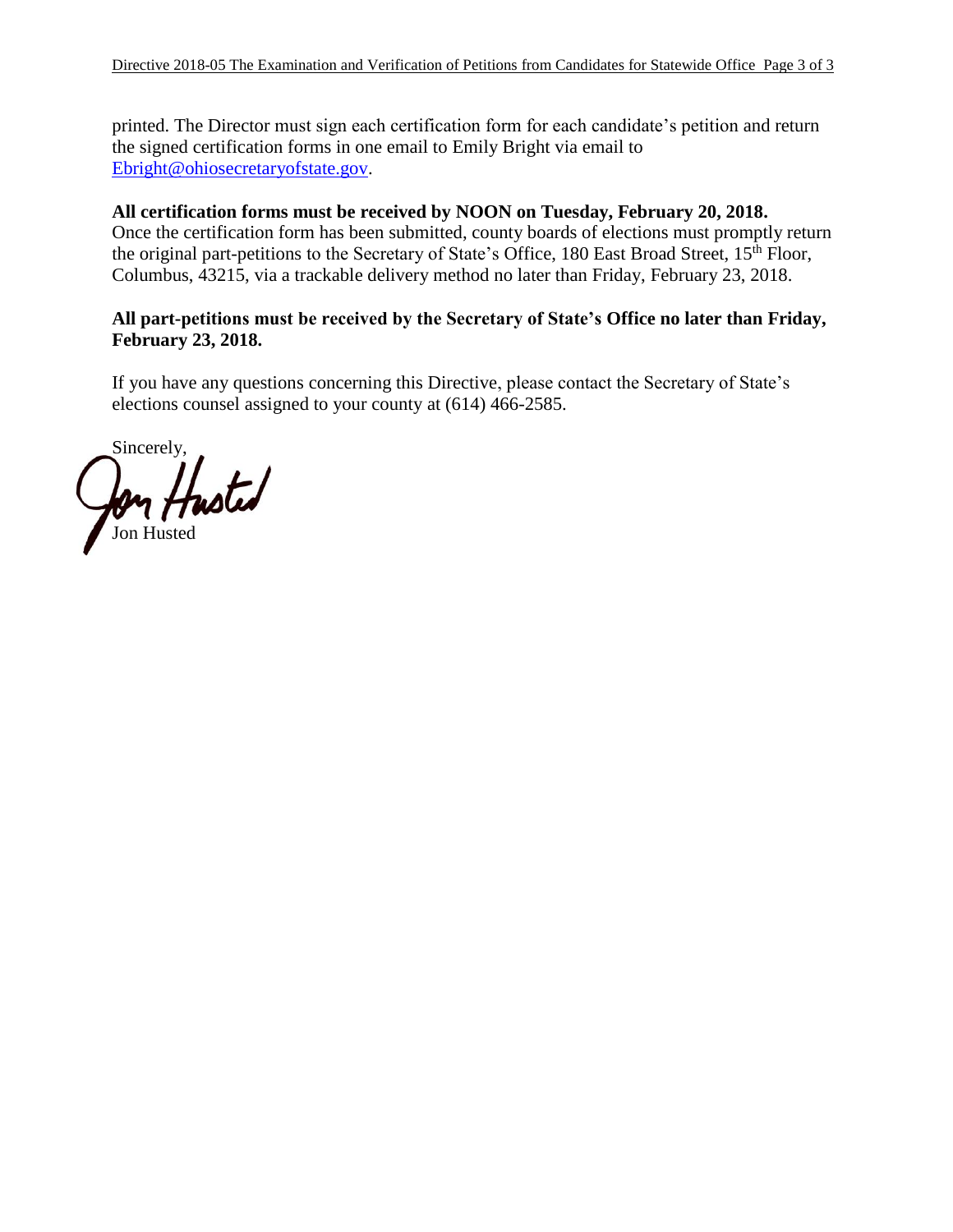printed. The Director must sign each certification form for each candidate's petition and return the signed certification forms in one email to Emily Bright via email to [Ebright@ohiosecretaryofstate.gov](mailto:Ebright@ohiosecretaryofstate.gov).

**All certification forms must be received by NOON on Tuesday, February 20, 2018.**
Once the certification form has been submitted, county boards of elections must promptly return the original part-petitions to the Secretary of State's Office, 180 East Broad Street, 15th Floor, Columbus, 43215, via a trackable delivery method no later than Friday, February 23, 2018.

**All part-petitions must be received by the Secretary of State's Office no later than Friday, February 23, 2018.**

If you have any questions concerning this Directive, please contact the Secretary of State's elections counsel assigned to your county at (614) 466-2585.

Sincerely,

Jon Husted